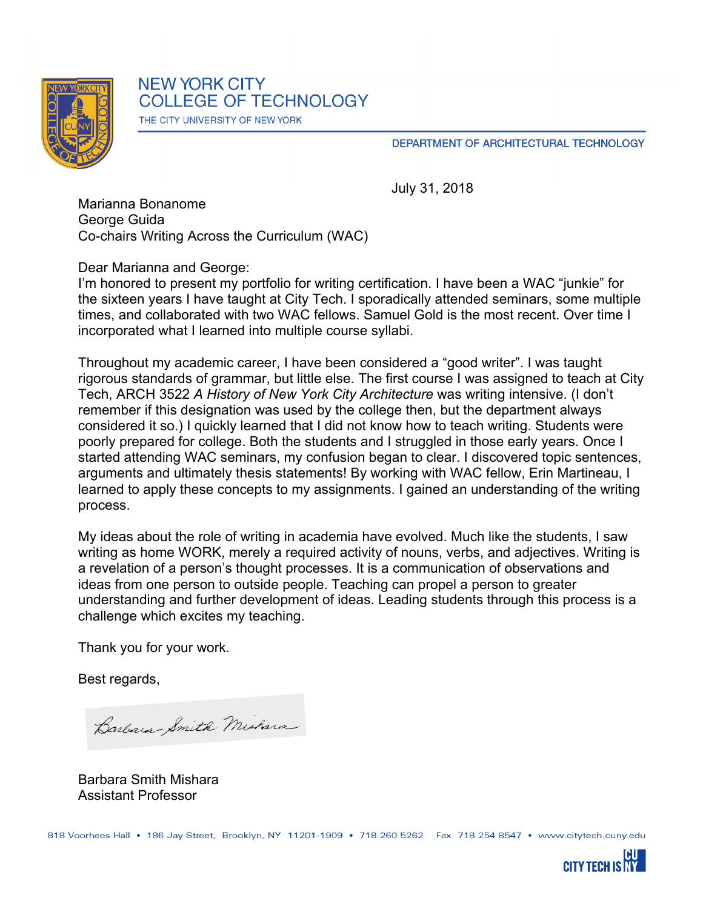NEW YORK CITY
COLLEGE OF TECHNOLOGY
THE CITY UNIVERSITY OF NEW YORK

DEPARTMENT OF ARCHITECTURAL TECHNOLOGY

July 31, 2018

Marianna Bonanome
George Guida
Co-chairs Writing Across the Curriculum (WAC)

Dear Marianna and George:

I'm honored to present my portfolio for writing certification. I have been a WAC "junkie" for the sixteen years I have taught at City Tech. I sporadically attended seminars, some multiple times, and collaborated with two WAC fellows. Samuel Gold is the most recent. Over time I incorporated what I learned into multiple course syllabi.

Throughout my academic career, I have been considered a "good writer". I was taught rigorous standards of grammar, but little else. The first course I was assigned to teach at City Tech, ARCH 3522 *A History of New York City Architecture* was writing intensive. (I don't remember if this designation was used by the college then, but the department always considered it so.) I quickly learned that I did not know how to teach writing. Students were poorly prepared for college. Both the students and I struggled in those early years. Once I started attending WAC seminars, my confusion began to clear. I discovered topic sentences, arguments and ultimately thesis statements! By working with WAC fellow, Erin Martineau, I learned to apply these concepts to my assignments. I gained an understanding of the writing process.

My ideas about the role of writing in academia have evolved. Much like the students, I saw writing as home WORK, merely a required activity of nouns, verbs, and adjectives. Writing is a revelation of a person's thought processes. It is a communication of observations and ideas from one person to outside people. Teaching can propel a person to greater understanding and further development of ideas. Leading students through this process is a challenge which excites my teaching.

Thank you for your work.

Best regards,

Barbara Smith Mishara

Barbara Smith Mishara
Assistant Professor

818 Voorhees Hall • 186 Jay Street, Brooklyn, NY 11201-1909 • 718 260 5262 Fax 718 254 8547 • www.citytech.cuny.edu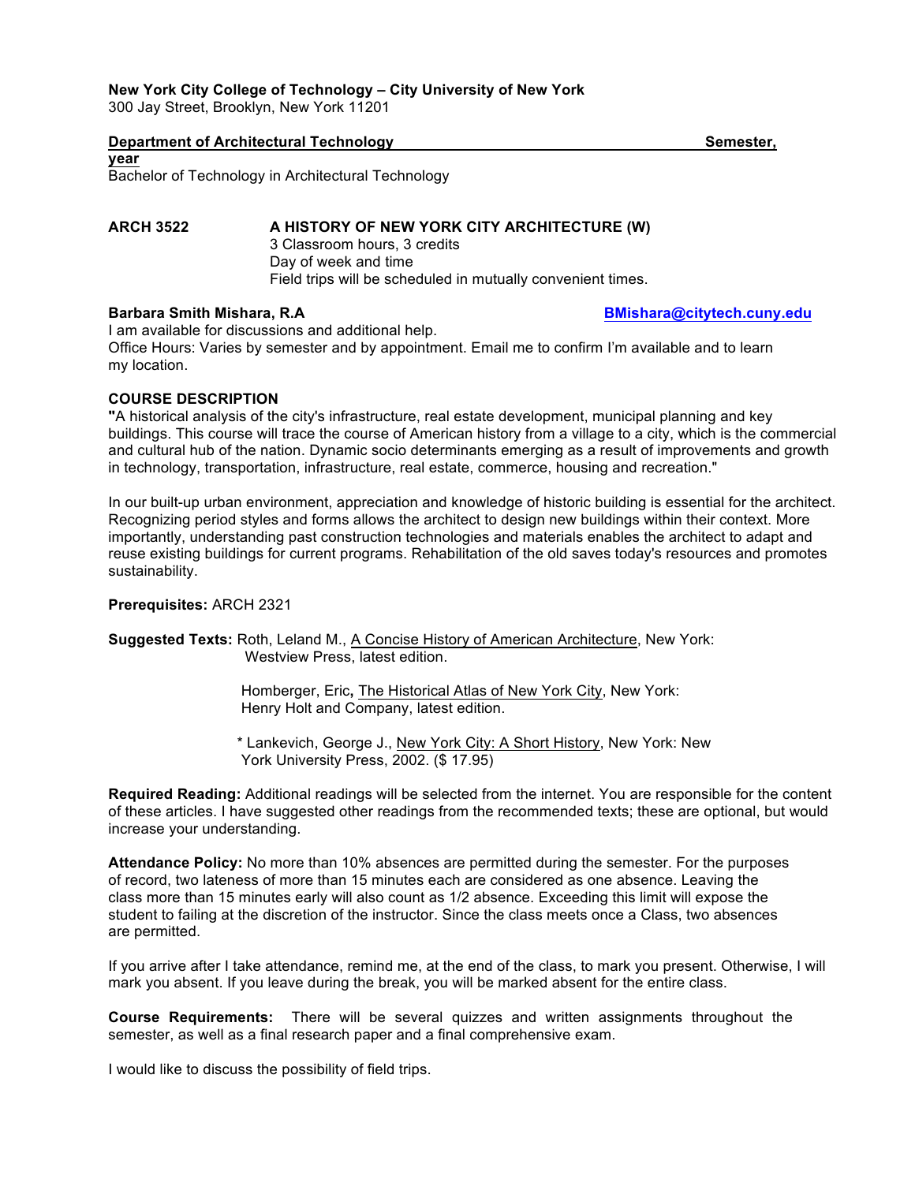**New York City College of Technology – City University of New York**
300 Jay Street, Brooklyn, New York 11201

**Department of Architectural Technology Semester, year**
Bachelor of Technology in Architectural Technology

**ARCH 3522 A HISTORY OF NEW YORK CITY ARCHITECTURE (W)**
3 Classroom hours, 3 credits
Day of week and time
Field trips will be scheduled in mutually convenient times.

**Barbara Smith Mishara, R.A** BMishara@citytech.cuny.edu
I am available for discussions and additional help.
Office Hours: Varies by semester and by appointment. Email me to confirm I'm available and to learn my location.

**COURSE DESCRIPTION**

"A historical analysis of the city's infrastructure, real estate development, municipal planning and key buildings. This course will trace the course of American history from a village to a city, which is the commercial and cultural hub of the nation. Dynamic socio determinants emerging as a result of improvements and growth in technology, transportation, infrastructure, real estate, commerce, housing and recreation."

In our built-up urban environment, appreciation and knowledge of historic building is essential for the architect. Recognizing period styles and forms allows the architect to design new buildings within their context. More importantly, understanding past construction technologies and materials enables the architect to adapt and reuse existing buildings for current programs. Rehabilitation of the old saves today's resources and promotes sustainability.

**Prerequisites:** ARCH 2321

**Suggested Texts:** Roth, Leland M., A Concise History of American Architecture, New York: Westview Press, latest edition.

Homberger, Eric**,** The Historical Atlas of New York City, New York: Henry Holt and Company, latest edition.

\* Lankevich, George J., New York City: A Short History, New York: New York University Press, 2002. ($ 17.95)

**Required Reading:** Additional readings will be selected from the internet. You are responsible for the content of these articles. I have suggested other readings from the recommended texts; these are optional, but would increase your understanding.

**Attendance Policy:** No more than 10% absences are permitted during the semester. For the purposes of record, two lateness of more than 15 minutes each are considered as one absence. Leaving the class more than 15 minutes early will also count as 1/2 absence. Exceeding this limit will expose the student to failing at the discretion of the instructor. Since the class meets once a Class, two absences are permitted.

If you arrive after I take attendance, remind me, at the end of the class, to mark you present. Otherwise, I will mark you absent. If you leave during the break, you will be marked absent for the entire class.

**Course Requirements:** There will be several quizzes and written assignments throughout the semester, as well as a final research paper and a final comprehensive exam.

I would like to discuss the possibility of field trips.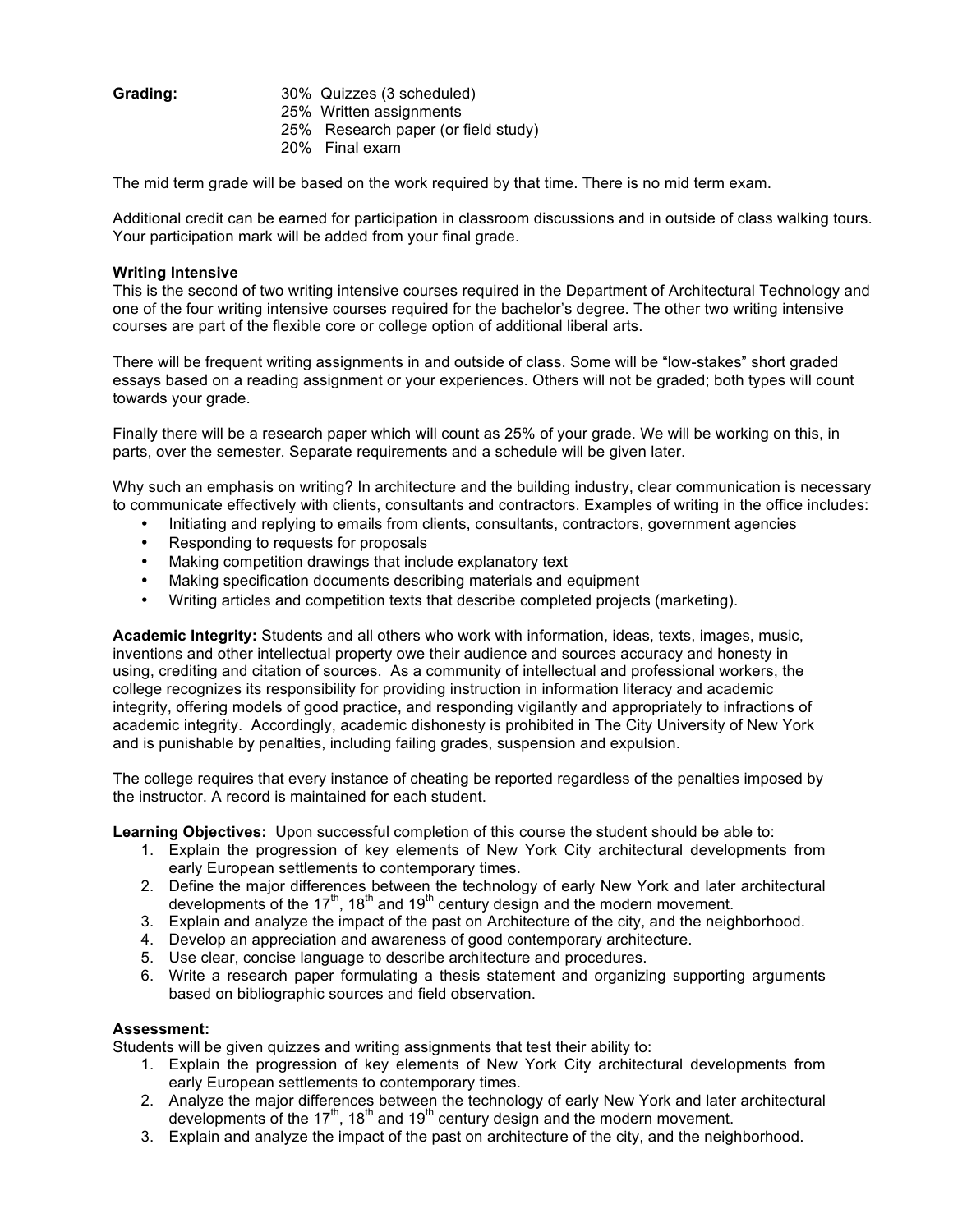**Grading:** 30% Quizzes (3 scheduled)
25% Written assignments
25% Research paper (or field study)
20% Final exam

The mid term grade will be based on the work required by that time. There is no mid term exam.

Additional credit can be earned for participation in classroom discussions and in outside of class walking tours. Your participation mark will be added from your final grade.

**Writing Intensive**
This is the second of two writing intensive courses required in the Department of Architectural Technology and one of the four writing intensive courses required for the bachelor's degree. The other two writing intensive courses are part of the flexible core or college option of additional liberal arts.

There will be frequent writing assignments in and outside of class. Some will be "low-stakes" short graded essays based on a reading assignment or your experiences. Others will not be graded; both types will count towards your grade.

Finally there will be a research paper which will count as 25% of your grade. We will be working on this, in parts, over the semester. Separate requirements and a schedule will be given later.

Why such an emphasis on writing? In architecture and the building industry, clear communication is necessary to communicate effectively with clients, consultants and contractors. Examples of writing in the office includes:

- Initiating and replying to emails from clients, consultants, contractors, government agencies
- Responding to requests for proposals
- Making competition drawings that include explanatory text
- Making specification documents describing materials and equipment
- Writing articles and competition texts that describe completed projects (marketing).

**Academic Integrity:** Students and all others who work with information, ideas, texts, images, music, inventions and other intellectual property owe their audience and sources accuracy and honesty in using, crediting and citation of sources. As a community of intellectual and professional workers, the college recognizes its responsibility for providing instruction in information literacy and academic integrity, offering models of good practice, and responding vigilantly and appropriately to infractions of academic integrity. Accordingly, academic dishonesty is prohibited in The City University of New York and is punishable by penalties, including failing grades, suspension and expulsion.

The college requires that every instance of cheating be reported regardless of the penalties imposed by the instructor. A record is maintained for each student.

**Learning Objectives:** Upon successful completion of this course the student should be able to:

1. Explain the progression of key elements of New York City architectural developments from early European settlements to contemporary times.
2. Define the major differences between the technology of early New York and later architectural developments of the 17th, 18th and 19th century design and the modern movement.
3. Explain and analyze the impact of the past on Architecture of the city, and the neighborhood.
4. Develop an appreciation and awareness of good contemporary architecture.
5. Use clear, concise language to describe architecture and procedures.
6. Write a research paper formulating a thesis statement and organizing supporting arguments based on bibliographic sources and field observation.

**Assessment:**
Students will be given quizzes and writing assignments that test their ability to:

1. Explain the progression of key elements of New York City architectural developments from early European settlements to contemporary times.
2. Analyze the major differences between the technology of early New York and later architectural developments of the 17th, 18th and 19th century design and the modern movement.
3. Explain and analyze the impact of the past on architecture of the city, and the neighborhood.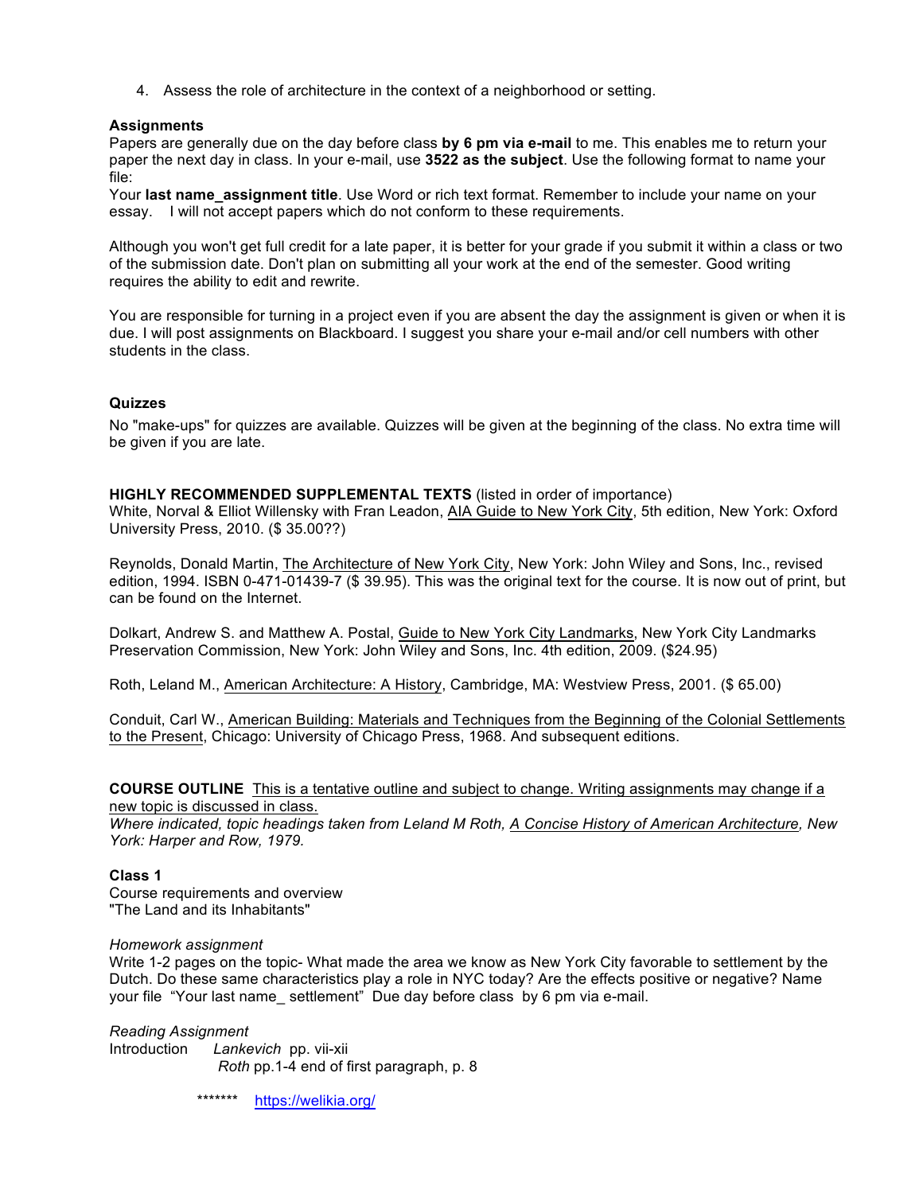4. Assess the role of architecture in the context of a neighborhood or setting.

**Assignments**

Papers are generally due on the day before class **by 6 pm via e-mail** to me. This enables me to return your paper the next day in class. In your e-mail, use **3522 as the subject**. Use the following format to name your file:

Your **last name_assignment title**. Use Word or rich text format. Remember to include your name on your essay. I will not accept papers which do not conform to these requirements.

Although you won't get full credit for a late paper, it is better for your grade if you submit it within a class or two of the submission date. Don't plan on submitting all your work at the end of the semester. Good writing requires the ability to edit and rewrite.

You are responsible for turning in a project even if you are absent the day the assignment is given or when it is due. I will post assignments on Blackboard. I suggest you share your e-mail and/or cell numbers with other students in the class.

**Quizzes**

No "make-ups" for quizzes are available. Quizzes will be given at the beginning of the class. No extra time will be given if you are late.

**HIGHLY RECOMMENDED SUPPLEMENTAL TEXTS** (listed in order of importance)

White, Norval & Elliot Willensky with Fran Leadon, AIA Guide to New York City, 5th edition, New York: Oxford University Press, 2010. ($ 35.00??)

Reynolds, Donald Martin, The Architecture of New York City, New York: John Wiley and Sons, Inc., revised edition, 1994. ISBN 0-471-01439-7 ($ 39.95). This was the original text for the course. It is now out of print, but can be found on the Internet.

Dolkart, Andrew S. and Matthew A. Postal, Guide to New York City Landmarks, New York City Landmarks Preservation Commission, New York: John Wiley and Sons, Inc. 4th edition, 2009. ($24.95)

Roth, Leland M., American Architecture: A History, Cambridge, MA: Westview Press, 2001. ($ 65.00)

Conduit, Carl W., American Building: Materials and Techniques from the Beginning of the Colonial Settlements to the Present, Chicago: University of Chicago Press, 1968. And subsequent editions.

**COURSE OUTLINE** This is a tentative outline and subject to change. Writing assignments may change if a new topic is discussed in class.

*Where indicated, topic headings taken from Leland M Roth, A Concise History of American Architecture, New York: Harper and Row, 1979.*

**Class 1**

Course requirements and overview

"The Land and its Inhabitants"

*Homework assignment*

Write 1-2 pages on the topic- What made the area we know as New York City favorable to settlement by the Dutch. Do these same characteristics play a role in NYC today? Are the effects positive or negative? Name your file "Your last name_ settlement" Due day before class by 6 pm via e-mail.

*Reading Assignment*

Introduction *Lankevich* pp. vii-xii

*Roth* pp.1-4 end of first paragraph, p. 8

******* https://welikia.org/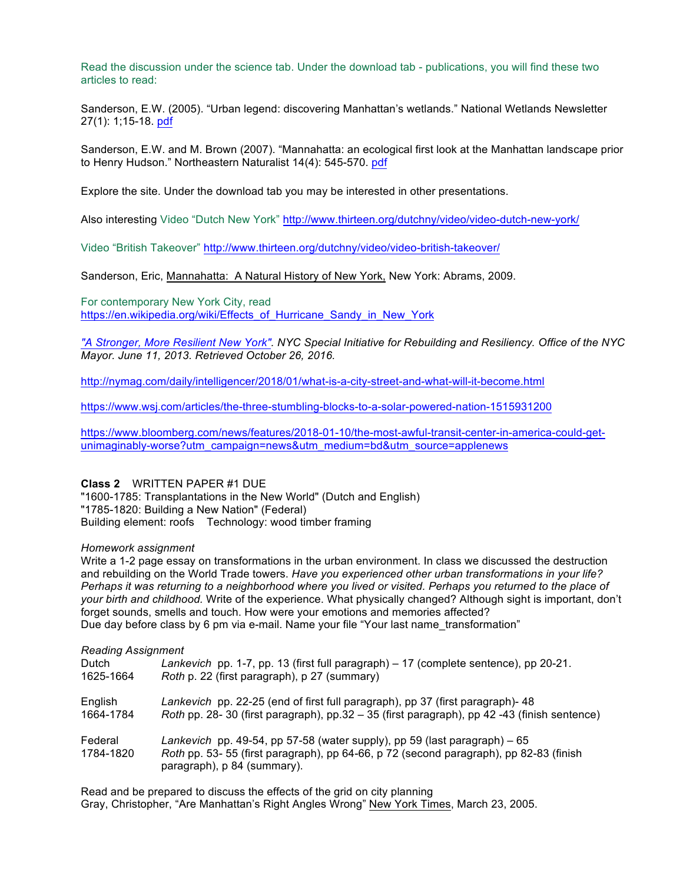Read the discussion under the science tab. Under the download tab - publications, you will find these two articles to read:

Sanderson, E.W. (2005). "Urban legend: discovering Manhattan's wetlands." National Wetlands Newsletter 27(1): 1;15-18. pdf

Sanderson, E.W. and M. Brown (2007). "Mannahatta: an ecological first look at the Manhattan landscape prior to Henry Hudson." Northeastern Naturalist 14(4): 545-570. pdf

Explore the site. Under the download tab you may be interested in other presentations.

Also interesting Video "Dutch New York" http://www.thirteen.org/dutchny/video/video-dutch-new-york/

Video "British Takeover" http://www.thirteen.org/dutchny/video/video-british-takeover/

Sanderson, Eric, Mannahatta: A Natural History of New York, New York: Abrams, 2009.

For contemporary New York City, read https://en.wikipedia.org/wiki/Effects_of_Hurricane_Sandy_in_New_York

*"A Stronger, More Resilient New York". NYC Special Initiative for Rebuilding and Resiliency. Office of the NYC Mayor. June 11, 2013. Retrieved October 26, 2016.*

http://nymag.com/daily/intelligencer/2018/01/what-is-a-city-street-and-what-will-it-become.html

https://www.wsj.com/articles/the-three-stumbling-blocks-to-a-solar-powered-nation-1515931200

https://www.bloomberg.com/news/features/2018-01-10/the-most-awful-transit-center-in-america-could-get-unimaginably-worse?utm_campaign=news&utm_medium=bd&utm_source=applenews

**Class 2** WRITTEN PAPER #1 DUE
"1600-1785: Transplantations in the New World" (Dutch and English)
"1785-1820: Building a New Nation" (Federal)
Building element: roofs Technology: wood timber framing

*Homework assignment*
Write a 1-2 page essay on transformations in the urban environment. In class we discussed the destruction and rebuilding on the World Trade towers. *Have you experienced other urban transformations in your life? Perhaps it was returning to a neighborhood where you lived or visited. Perhaps you returned to the place of your birth and childhood.* Write of the experience. What physically changed? Although sight is important, don't forget sounds, smells and touch. How were your emotions and memories affected?
Due day before class by 6 pm via e-mail. Name your file "Your last name_transformation"

*Reading Assignment*

| | |
|---|---|
| Dutch 1625-1664 | *Lankevich* pp. 1-7, pp. 13 (first full paragraph) – 17 (complete sentence), pp 20-21. *Roth* p. 22 (first paragraph), p 27 (summary) |
| English 1664-1784 | *Lankevich* pp. 22-25 (end of first full paragraph), pp 37 (first paragraph)- 48 *Roth* pp. 28- 30 (first paragraph), pp.32 – 35 (first paragraph), pp 42 -43 (finish sentence) |
| Federal 1784-1820 | *Lankevich* pp. 49-54, pp 57-58 (water supply), pp 59 (last paragraph) – 65 *Roth* pp. 53- 55 (first paragraph), pp 64-66, p 72 (second paragraph), pp 82-83 (finish paragraph), p 84 (summary). |

Read and be prepared to discuss the effects of the grid on city planning
Gray, Christopher, "Are Manhattan's Right Angles Wrong" New York Times, March 23, 2005.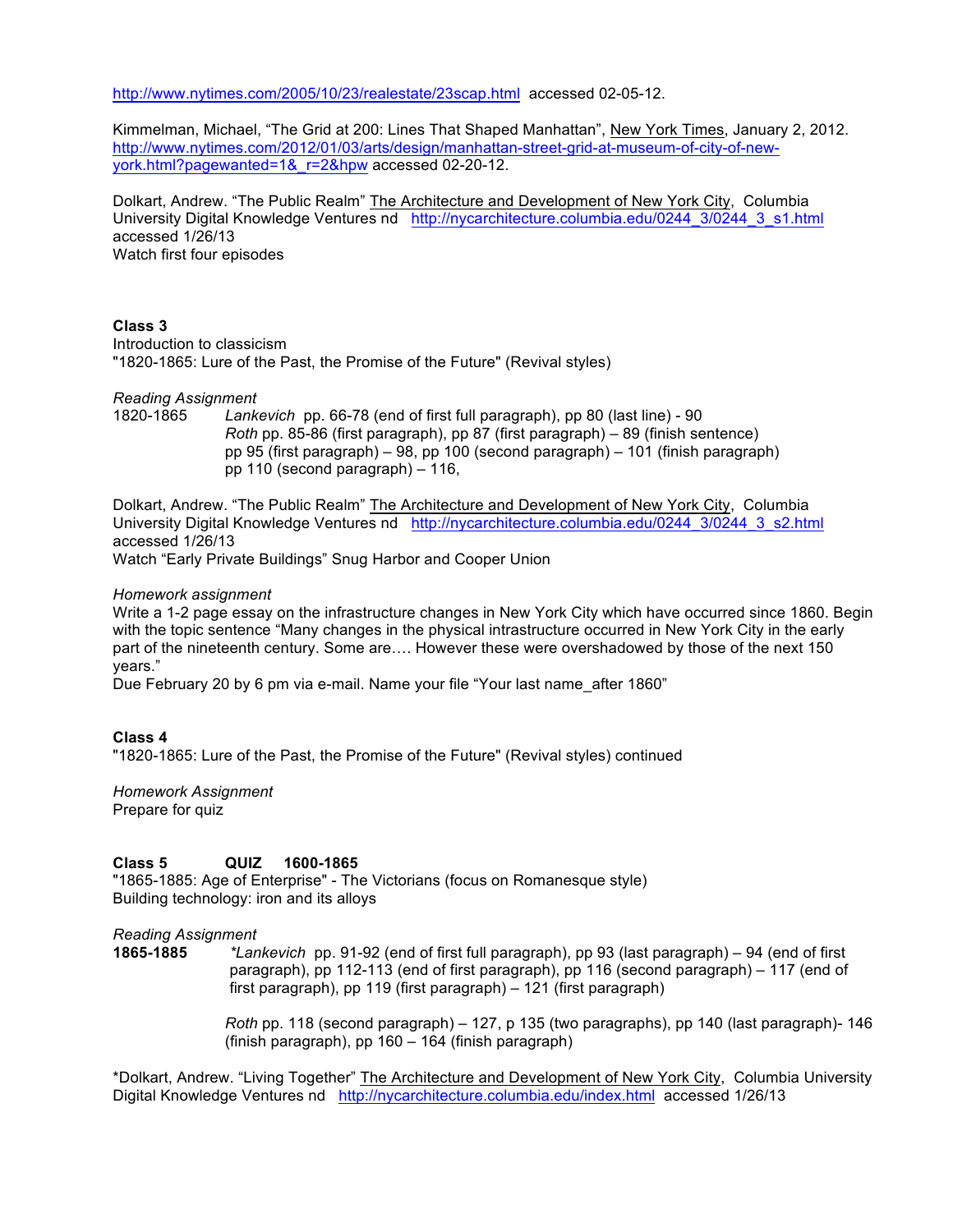http://www.nytimes.com/2005/10/23/realestate/23scap.html accessed 02-05-12.

Kimmelman, Michael, "The Grid at 200: Lines That Shaped Manhattan", New York Times, January 2, 2012. http://www.nytimes.com/2012/01/03/arts/design/manhattan-street-grid-at-museum-of-city-of-new-york.html?pagewanted=1&_r=2&hpw accessed 02-20-12.

Dolkart, Andrew. "The Public Realm" The Architecture and Development of New York City, Columbia University Digital Knowledge Ventures nd http://nycarchitecture.columbia.edu/0244_3/0244_3_s1.html accessed 1/26/13
Watch first four episodes

**Class 3**
Introduction to classicism
"1820-1865: Lure of the Past, the Promise of the Future" (Revival styles)

*Reading Assignment*
1820-1865 *Lankevich* pp. 66-78 (end of first full paragraph), pp 80 (last line) - 90
*Roth* pp. 85-86 (first paragraph), pp 87 (first paragraph) – 89 (finish sentence)
pp 95 (first paragraph) – 98, pp 100 (second paragraph) – 101 (finish paragraph)
pp 110 (second paragraph) – 116,

Dolkart, Andrew. "The Public Realm" The Architecture and Development of New York City, Columbia University Digital Knowledge Ventures nd http://nycarchitecture.columbia.edu/0244_3/0244_3_s2.html accessed 1/26/13
Watch "Early Private Buildings" Snug Harbor and Cooper Union

*Homework assignment*
Write a 1-2 page essay on the infrastructure changes in New York City which have occurred since 1860. Begin with the topic sentence "Many changes in the physical intrastructure occurred in New York City in the early part of the nineteenth century. Some are…. However these were overshadowed by those of the next 150 years."
Due February 20 by 6 pm via e-mail. Name your file "Your last name_after 1860"

**Class 4**
"1820-1865: Lure of the Past, the Promise of the Future" (Revival styles) continued

*Homework Assignment*
Prepare for quiz

**Class 5 QUIZ 1600-1865**
"1865-1885: Age of Enterprise" - The Victorians (focus on Romanesque style)
Building technology: iron and its alloys

*Reading Assignment*
**1865-1885** **Lankevich* pp. 91-92 (end of first full paragraph), pp 93 (last paragraph) – 94 (end of first paragraph), pp 112-113 (end of first paragraph), pp 116 (second paragraph) – 117 (end of first paragraph), pp 119 (first paragraph) – 121 (first paragraph)

*Roth* pp. 118 (second paragraph) – 127, p 135 (two paragraphs), pp 140 (last paragraph)- 146 (finish paragraph), pp 160 – 164 (finish paragraph)

*Dolkart, Andrew. "Living Together" The Architecture and Development of New York City, Columbia University Digital Knowledge Ventures nd http://nycarchitecture.columbia.edu/index.html accessed 1/26/13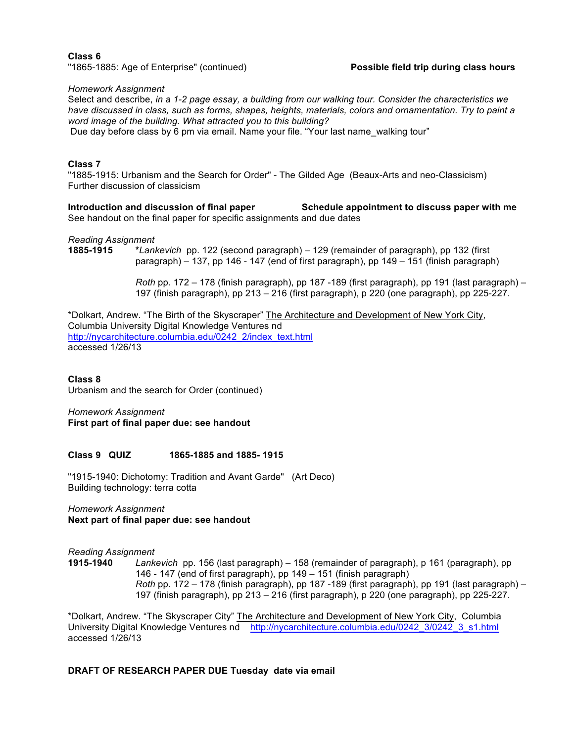**Class 6**

"1865-1885: Age of Enterprise" (continued) **Possible field trip during class hours**

*Homework Assignment*

Select and describe, *in a 1-2 page essay, a building from our walking tour. Consider the characteristics we have discussed in class, such as forms, shapes, heights, materials, colors and ornamentation. Try to paint a word image of the building. What attracted you to this building?*

Due day before class by 6 pm via email. Name your file. "Your last name_walking tour"

**Class 7**

"1885-1915: Urbanism and the Search for Order" - The Gilded Age (Beaux-Arts and neo-Classicism)
Further discussion of classicism

**Introduction and discussion of final paper** **Schedule appointment to discuss paper with me**

See handout on the final paper for specific assignments and due dates

*Reading Assignment*

**1885-1915** ***Lankevich** pp. 122 (second paragraph) – 129 (remainder of paragraph), pp 132 (first paragraph) – 137, pp 146 - 147 (end of first paragraph), pp 149 – 151 (finish paragraph)

*Roth* pp. 172 – 178 (finish paragraph), pp 187 -189 (first paragraph), pp 191 (last paragraph) – 197 (finish paragraph), pp 213 – 216 (first paragraph), p 220 (one paragraph), pp 225-227.

*Dolkart, Andrew. "The Birth of the Skyscraper" The Architecture and Development of New York City, Columbia University Digital Knowledge Ventures nd
http://nycarchitecture.columbia.edu/0242_2/index_text.html
accessed 1/26/13

**Class 8**

Urbanism and the search for Order (continued)

*Homework Assignment*

**First part of final paper due: see handout**

**Class 9 QUIZ 1865-1885 and 1885- 1915**

"1915-1940: Dichotomy: Tradition and Avant Garde" (Art Deco)
Building technology: terra cotta

*Homework Assignment*

**Next part of final paper due: see handout**

*Reading Assignment*

**1915-1940** *Lankevich* pp. 156 (last paragraph) – 158 (remainder of paragraph), p 161 (paragraph), pp 146 - 147 (end of first paragraph), pp 149 – 151 (finish paragraph)
*Roth* pp. 172 – 178 (finish paragraph), pp 187 -189 (first paragraph), pp 191 (last paragraph) – 197 (finish paragraph), pp 213 – 216 (first paragraph), p 220 (one paragraph), pp 225-227.

*Dolkart, Andrew. "The Skyscraper City" The Architecture and Development of New York City, Columbia University Digital Knowledge Ventures nd http://nycarchitecture.columbia.edu/0242_3/0242_3_s1.html
accessed 1/26/13

**DRAFT OF RESEARCH PAPER DUE Tuesday date via email**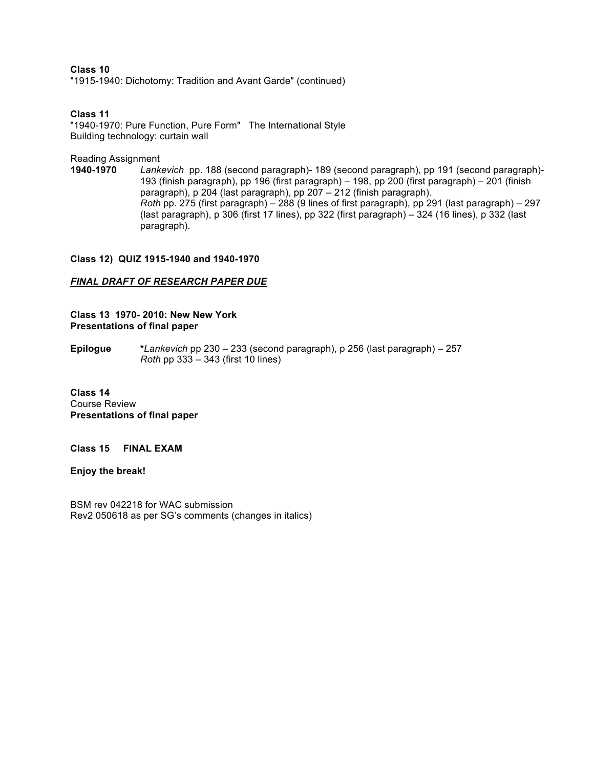**Class 10**
"1915-1940: Dichotomy: Tradition and Avant Garde" (continued)

**Class 11**
"1940-1970: Pure Function, Pure Form" The International Style
Building technology: curtain wall

Reading Assignment

**1940-1970** *Lankevich* pp. 188 (second paragraph)- 189 (second paragraph), pp 191 (second paragraph)- 193 (finish paragraph), pp 196 (first paragraph) – 198, pp 200 (first paragraph) – 201 (finish paragraph), p 204 (last paragraph), pp 207 – 212 (finish paragraph).
*Roth* pp. 275 (first paragraph) – 288 (9 lines of first paragraph), pp 291 (last paragraph) – 297 (last paragraph), p 306 (first 17 lines), pp 322 (first paragraph) – 324 (16 lines), p 332 (last paragraph).

**Class 12) QUIZ 1915-1940 and 1940-1970**

***FINAL DRAFT OF RESEARCH PAPER DUE***

**Class 13 1970- 2010: New New York**
**Presentations of final paper**

**Epilogue** **\****Lankevich* pp 230 – 233 (second paragraph), p 256 (last paragraph) – 257
*Roth* pp 333 – 343 (first 10 lines)

**Class 14**
Course Review
**Presentations of final paper**

**Class 15 FINAL EXAM**

**Enjoy the break!**

BSM rev 042218 for WAC submission
Rev2 050618 as per SG's comments (changes in italics)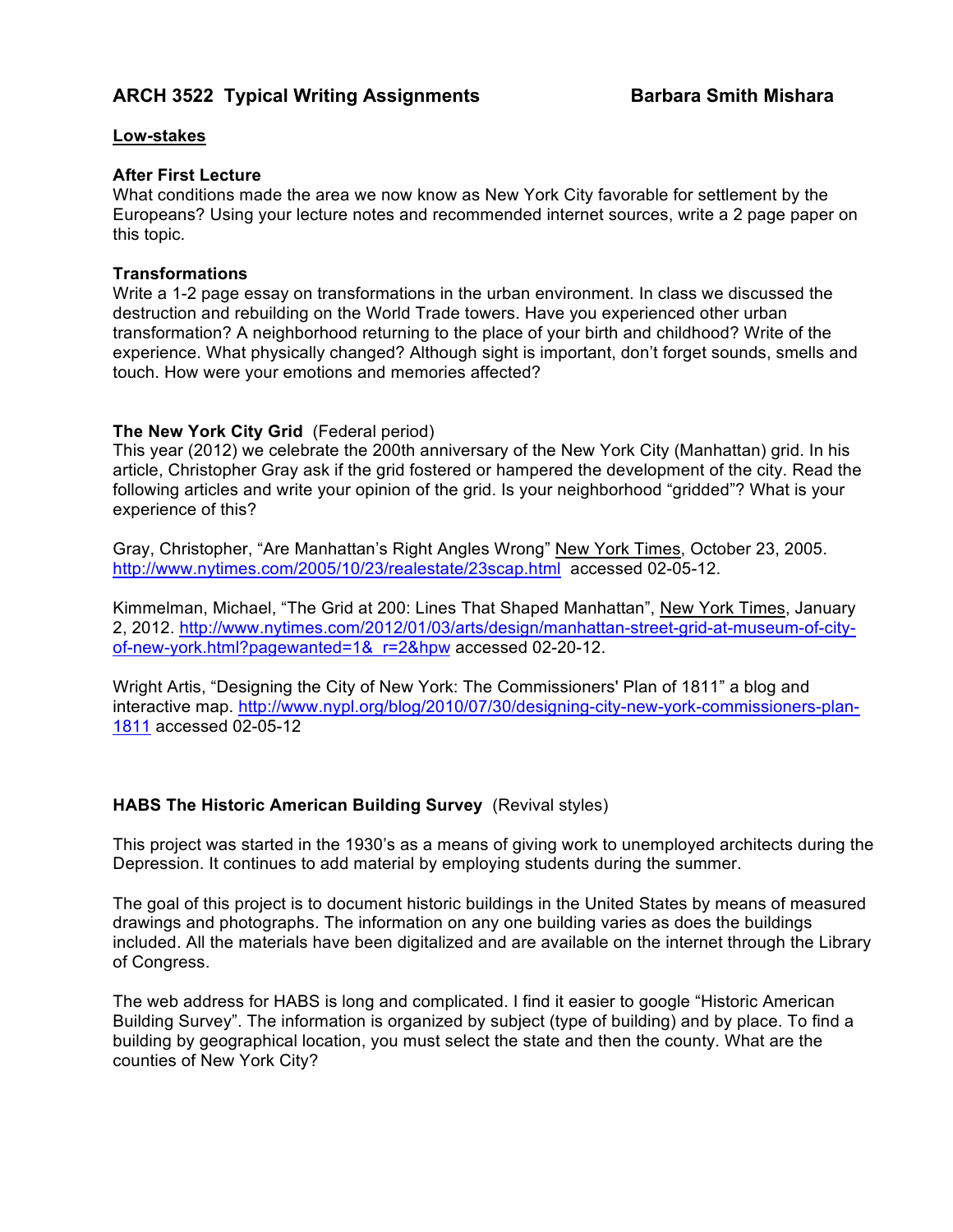## ARCH 3522 Typical Writing Assignments Barbara Smith Mishara

### Low-stakes

**After First Lecture**
What conditions made the area we now know as New York City favorable for settlement by the Europeans? Using your lecture notes and recommended internet sources, write a 2 page paper on this topic.

**Transformations**
Write a 1-2 page essay on transformations in the urban environment. In class we discussed the destruction and rebuilding on the World Trade towers. Have you experienced other urban transformation? A neighborhood returning to the place of your birth and childhood? Write of the experience. What physically changed? Although sight is important, don't forget sounds, smells and touch. How were your emotions and memories affected?

**The New York City Grid** (Federal period)
This year (2012) we celebrate the 200th anniversary of the New York City (Manhattan) grid. In his article, Christopher Gray ask if the grid fostered or hampered the development of the city. Read the following articles and write your opinion of the grid. Is your neighborhood "gridded"? What is your experience of this?

Gray, Christopher, "Are Manhattan's Right Angles Wrong" New York Times, October 23, 2005. http://www.nytimes.com/2005/10/23/realestate/23scap.html accessed 02-05-12.

Kimmelman, Michael, "The Grid at 200: Lines That Shaped Manhattan", New York Times, January 2, 2012. http://www.nytimes.com/2012/01/03/arts/design/manhattan-street-grid-at-museum-of-city-of-new-york.html?pagewanted=1&_r=2&hpw accessed 02-20-12.

Wright Artis, "Designing the City of New York: The Commissioners' Plan of 1811" a blog and interactive map. http://www.nypl.org/blog/2010/07/30/designing-city-new-york-commissioners-plan-1811 accessed 02-05-12

**HABS The Historic American Building Survey** (Revival styles)

This project was started in the 1930's as a means of giving work to unemployed architects during the Depression. It continues to add material by employing students during the summer.

The goal of this project is to document historic buildings in the United States by means of measured drawings and photographs. The information on any one building varies as does the buildings included. All the materials have been digitalized and are available on the internet through the Library of Congress.

The web address for HABS is long and complicated. I find it easier to google "Historic American Building Survey". The information is organized by subject (type of building) and by place. To find a building by geographical location, you must select the state and then the county. What are the counties of New York City?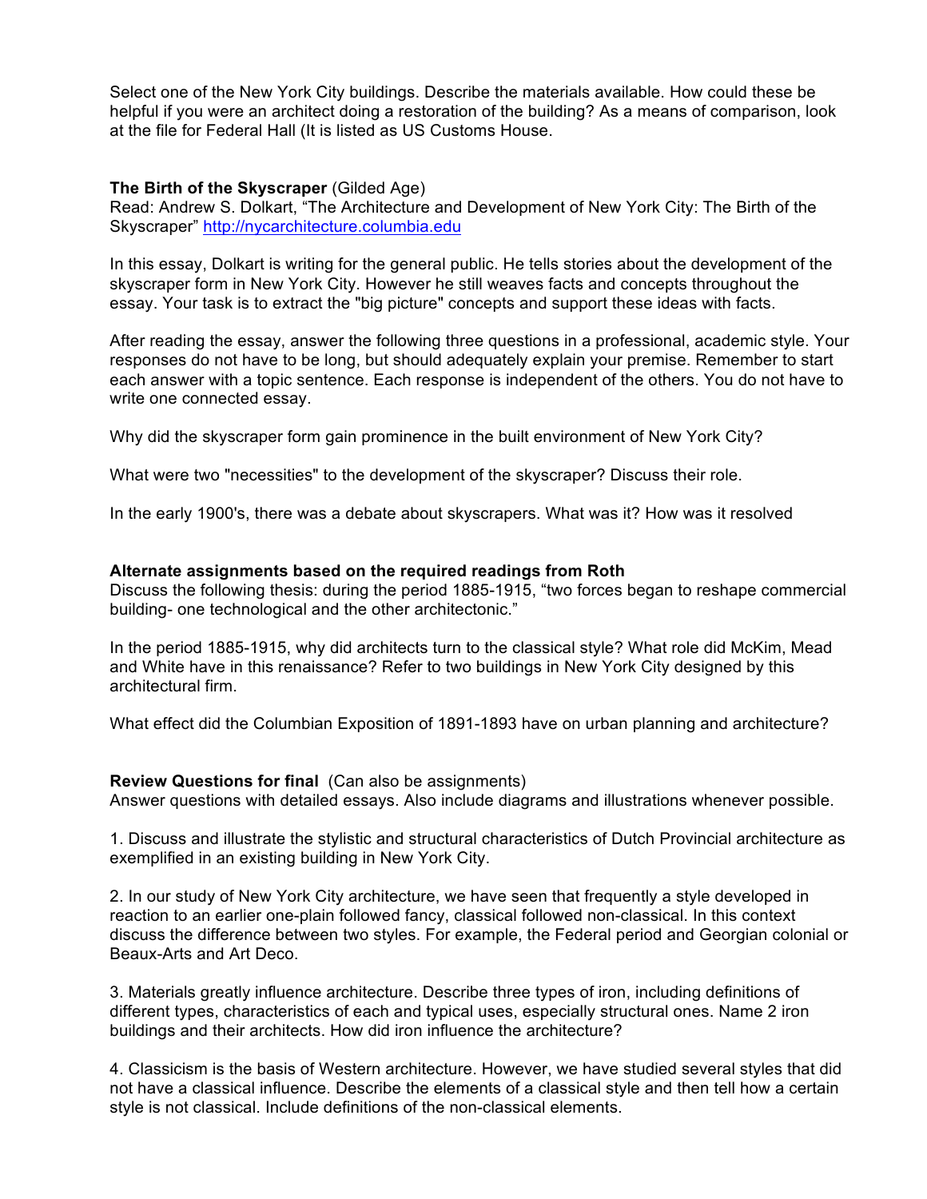Select one of the New York City buildings. Describe the materials available. How could these be helpful if you were an architect doing a restoration of the building? As a means of comparison, look at the file for Federal Hall (It is listed as US Customs House.

**The Birth of the Skyscraper** (Gilded Age)
Read: Andrew S. Dolkart, "The Architecture and Development of New York City: The Birth of the Skyscraper" http://nycarchitecture.columbia.edu

In this essay, Dolkart is writing for the general public. He tells stories about the development of the skyscraper form in New York City. However he still weaves facts and concepts throughout the essay. Your task is to extract the "big picture" concepts and support these ideas with facts.

After reading the essay, answer the following three questions in a professional, academic style. Your responses do not have to be long, but should adequately explain your premise. Remember to start each answer with a topic sentence. Each response is independent of the others. You do not have to write one connected essay.

Why did the skyscraper form gain prominence in the built environment of New York City?

What were two "necessities" to the development of the skyscraper? Discuss their role.

In the early 1900's, there was a debate about skyscrapers. What was it? How was it resolved

**Alternate assignments based on the required readings from Roth**
Discuss the following thesis: during the period 1885-1915, "two forces began to reshape commercial building- one technological and the other architectonic."

In the period 1885-1915, why did architects turn to the classical style? What role did McKim, Mead and White have in this renaissance? Refer to two buildings in New York City designed by this architectural firm.

What effect did the Columbian Exposition of 1891-1893 have on urban planning and architecture?

**Review Questions for final** (Can also be assignments)
Answer questions with detailed essays. Also include diagrams and illustrations whenever possible.

1. Discuss and illustrate the stylistic and structural characteristics of Dutch Provincial architecture as exemplified in an existing building in New York City.

2. In our study of New York City architecture, we have seen that frequently a style developed in reaction to an earlier one-plain followed fancy, classical followed non-classical. In this context discuss the difference between two styles. For example, the Federal period and Georgian colonial or Beaux-Arts and Art Deco.

3. Materials greatly influence architecture. Describe three types of iron, including definitions of different types, characteristics of each and typical uses, especially structural ones. Name 2 iron buildings and their architects. How did iron influence the architecture?

4. Classicism is the basis of Western architecture. However, we have studied several styles that did not have a classical influence. Describe the elements of a classical style and then tell how a certain style is not classical. Include definitions of the non-classical elements.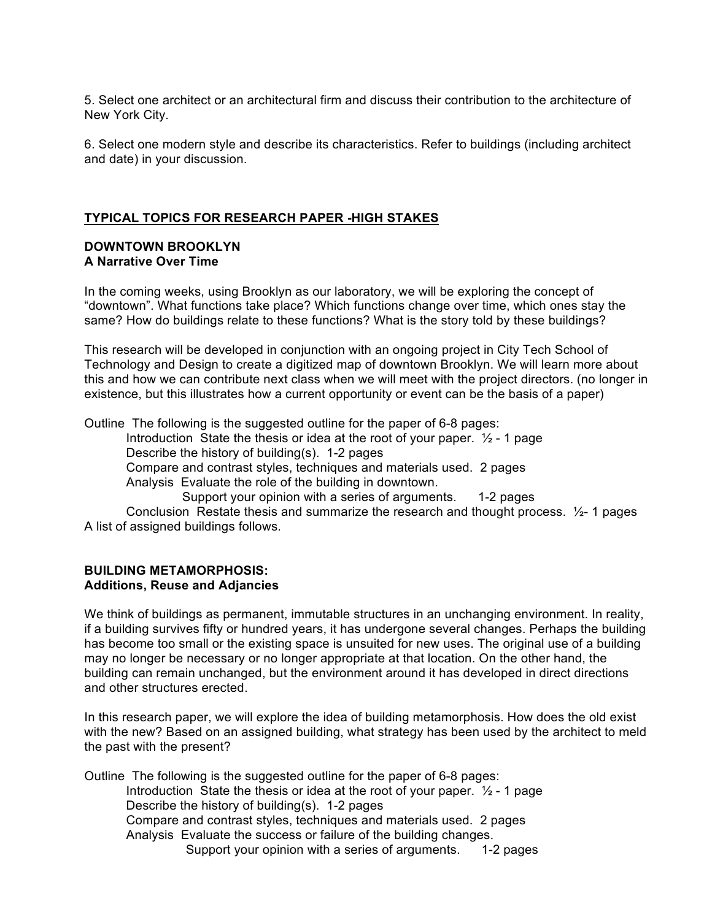5. Select one architect or an architectural firm and discuss their contribution to the architecture of New York City.

6. Select one modern style and describe its characteristics. Refer to buildings (including architect and date) in your discussion.

## <u>TYPICAL TOPICS FOR RESEARCH PAPER -HIGH STAKES</u>

### DOWNTOWN BROOKLYN
**A Narrative Over Time**

In the coming weeks, using Brooklyn as our laboratory, we will be exploring the concept of "downtown". What functions take place? Which functions change over time, which ones stay the same? How do buildings relate to these functions? What is the story told by these buildings?

This research will be developed in conjunction with an ongoing project in City Tech School of Technology and Design to create a digitized map of downtown Brooklyn. We will learn more about this and how we can contribute next class when we will meet with the project directors. (no longer in existence, but this illustrates how a current opportunity or event can be the basis of a paper)

Outline The following is the suggested outline for the paper of 6-8 pages:

- Introduction State the thesis or idea at the root of your paper. ½ - 1 page
- Describe the history of building(s). 1-2 pages
- Compare and contrast styles, techniques and materials used. 2 pages
- Analysis Evaluate the role of the building in downtown.
  - Support your opinion with a series of arguments. 1-2 pages
- Conclusion Restate thesis and summarize the research and thought process. ½- 1 pages

A list of assigned buildings follows.

### BUILDING METAMORPHOSIS:
**Additions, Reuse and Adjancies**

We think of buildings as permanent, immutable structures in an unchanging environment. In reality, if a building survives fifty or hundred years, it has undergone several changes. Perhaps the building has become too small or the existing space is unsuited for new uses. The original use of a building may no longer be necessary or no longer appropriate at that location. On the other hand, the building can remain unchanged, but the environment around it has developed in direct directions and other structures erected.

In this research paper, we will explore the idea of building metamorphosis. How does the old exist with the new? Based on an assigned building, what strategy has been used by the architect to meld the past with the present?

Outline The following is the suggested outline for the paper of 6-8 pages:

- Introduction State the thesis or idea at the root of your paper. ½ - 1 page
- Describe the history of building(s). 1-2 pages
- Compare and contrast styles, techniques and materials used. 2 pages
- Analysis Evaluate the success or failure of the building changes.
  - Support your opinion with a series of arguments. 1-2 pages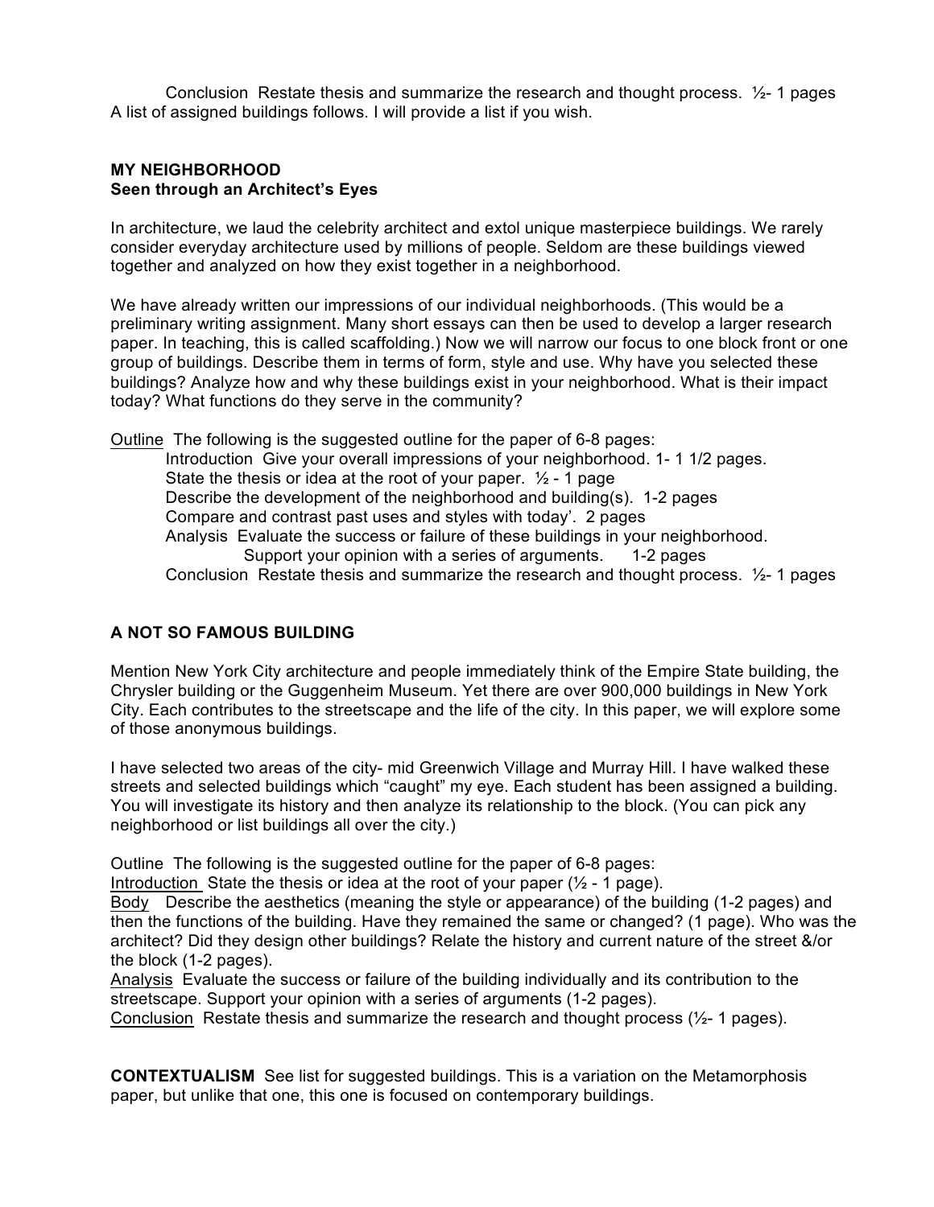Conclusion  Restate thesis and summarize the research and thought process.  ½- 1 pages
A list of assigned buildings follows. I will provide a list if you wish.

**MY NEIGHBORHOOD**
**Seen through an Architect's Eyes**

In architecture, we laud the celebrity architect and extol unique masterpiece buildings. We rarely consider everyday architecture used by millions of people. Seldom are these buildings viewed together and analyzed on how they exist together in a neighborhood.

We have already written our impressions of our individual neighborhoods. (This would be a preliminary writing assignment. Many short essays can then be used to develop a larger research paper. In teaching, this is called scaffolding.) Now we will narrow our focus to one block front or one group of buildings. Describe them in terms of form, style and use. Why have you selected these buildings? Analyze how and why these buildings exist in your neighborhood. What is their impact today? What functions do they serve in the community?

<u>Outline</u>  The following is the suggested outline for the paper of 6-8 pages:

- Introduction  Give your overall impressions of your neighborhood. 1- 1 1/2 pages.
- State the thesis or idea at the root of your paper.  ½ - 1 page
- Describe the development of the neighborhood and building(s).  1-2 pages
- Compare and contrast past uses and styles with today'.  2 pages
- Analysis  Evaluate the success or failure of these buildings in your neighborhood. Support your opinion with a series of arguments.  1-2 pages
- Conclusion  Restate thesis and summarize the research and thought process.  ½- 1 pages

**A NOT SO FAMOUS BUILDING**

Mention New York City architecture and people immediately think of the Empire State building, the Chrysler building or the Guggenheim Museum. Yet there are over 900,000 buildings in New York City. Each contributes to the streetscape and the life of the city. In this paper, we will explore some of those anonymous buildings.

I have selected two areas of the city- mid Greenwich Village and Murray Hill. I have walked these streets and selected buildings which "caught" my eye. Each student has been assigned a building. You will investigate its history and then analyze its relationship to the block. (You can pick any neighborhood or list buildings all over the city.)

Outline  The following is the suggested outline for the paper of 6-8 pages:

<u>Introduction</u>  State the thesis or idea at the root of your paper (½ - 1 page).

<u>Body</u>  Describe the aesthetics (meaning the style or appearance) of the building (1-2 pages) and then the functions of the building. Have they remained the same or changed? (1 page). Who was the architect? Did they design other buildings? Relate the history and current nature of the street &/or the block (1-2 pages).

<u>Analysis</u>  Evaluate the success or failure of the building individually and its contribution to the streetscape. Support your opinion with a series of arguments (1-2 pages).

<u>Conclusion</u>  Restate thesis and summarize the research and thought process (½- 1 pages).

**CONTEXTUALISM**  See list for suggested buildings. This is a variation on the Metamorphosis paper, but unlike that one, this one is focused on contemporary buildings.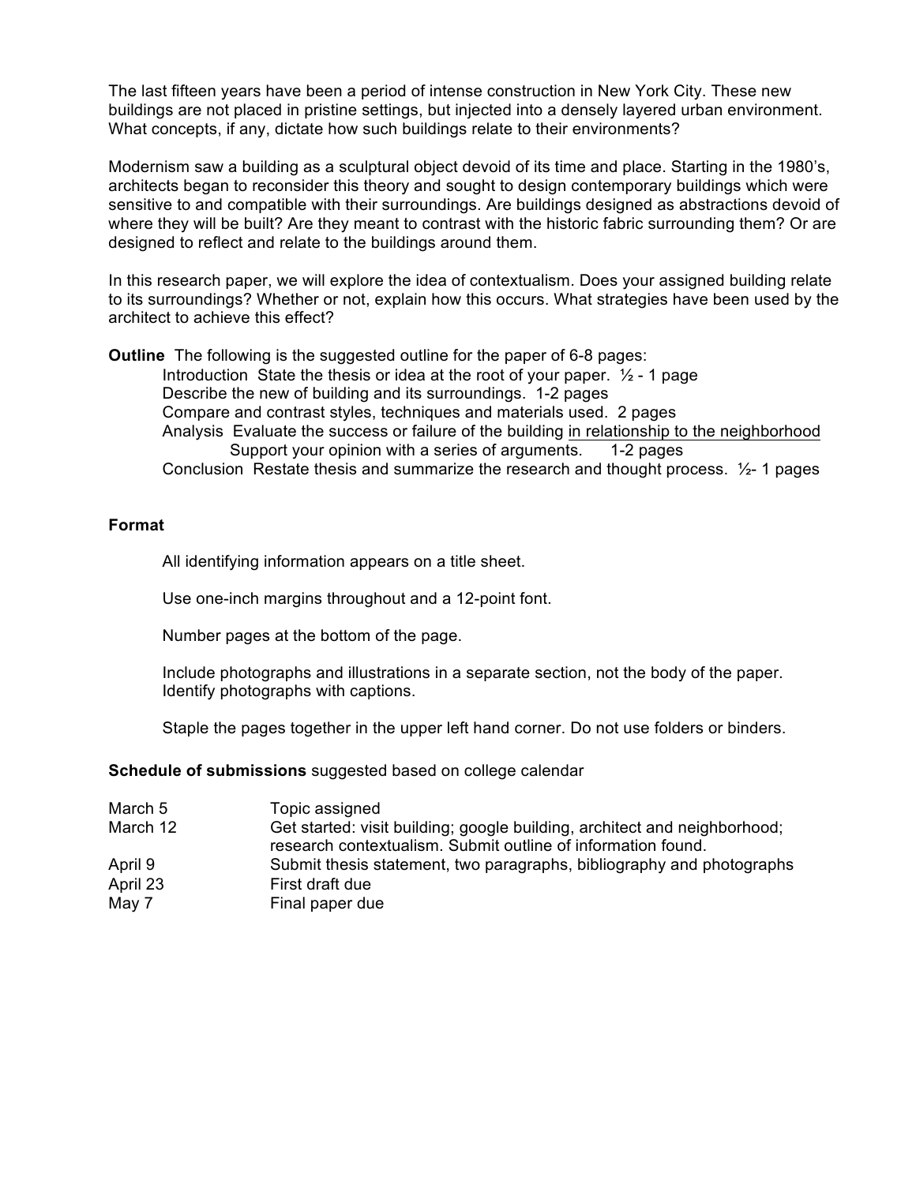The last fifteen years have been a period of intense construction in New York City. These new buildings are not placed in pristine settings, but injected into a densely layered urban environment. What concepts, if any, dictate how such buildings relate to their environments?

Modernism saw a building as a sculptural object devoid of its time and place. Starting in the 1980's, architects began to reconsider this theory and sought to design contemporary buildings which were sensitive to and compatible with their surroundings. Are buildings designed as abstractions devoid of where they will be built? Are they meant to contrast with the historic fabric surrounding them? Or are designed to reflect and relate to the buildings around them.

In this research paper, we will explore the idea of contextualism. Does your assigned building relate to its surroundings? Whether or not, explain how this occurs. What strategies have been used by the architect to achieve this effect?

**Outline** The following is the suggested outline for the paper of 6-8 pages:

- Introduction State the thesis or idea at the root of your paper. ½ - 1 page
- Describe the new of building and its surroundings. 1-2 pages
- Compare and contrast styles, techniques and materials used. 2 pages
- Analysis Evaluate the success or failure of the building <u>in relationship to the neighborhood</u>
  Support your opinion with a series of arguments. 1-2 pages
- Conclusion Restate thesis and summarize the research and thought process. ½- 1 pages

**Format**

All identifying information appears on a title sheet.

Use one-inch margins throughout and a 12-point font.

Number pages at the bottom of the page.

Include photographs and illustrations in a separate section, not the body of the paper. Identify photographs with captions.

Staple the pages together in the upper left hand corner. Do not use folders or binders.

**Schedule of submissions** suggested based on college calendar

| | |
|---|---|
| March 5 | Topic assigned |
| March 12 | Get started: visit building; google building, architect and neighborhood; research contextualism. Submit outline of information found. |
| April 9 | Submit thesis statement, two paragraphs, bibliography and photographs |
| April 23 | First draft due |
| May 7 | Final paper due |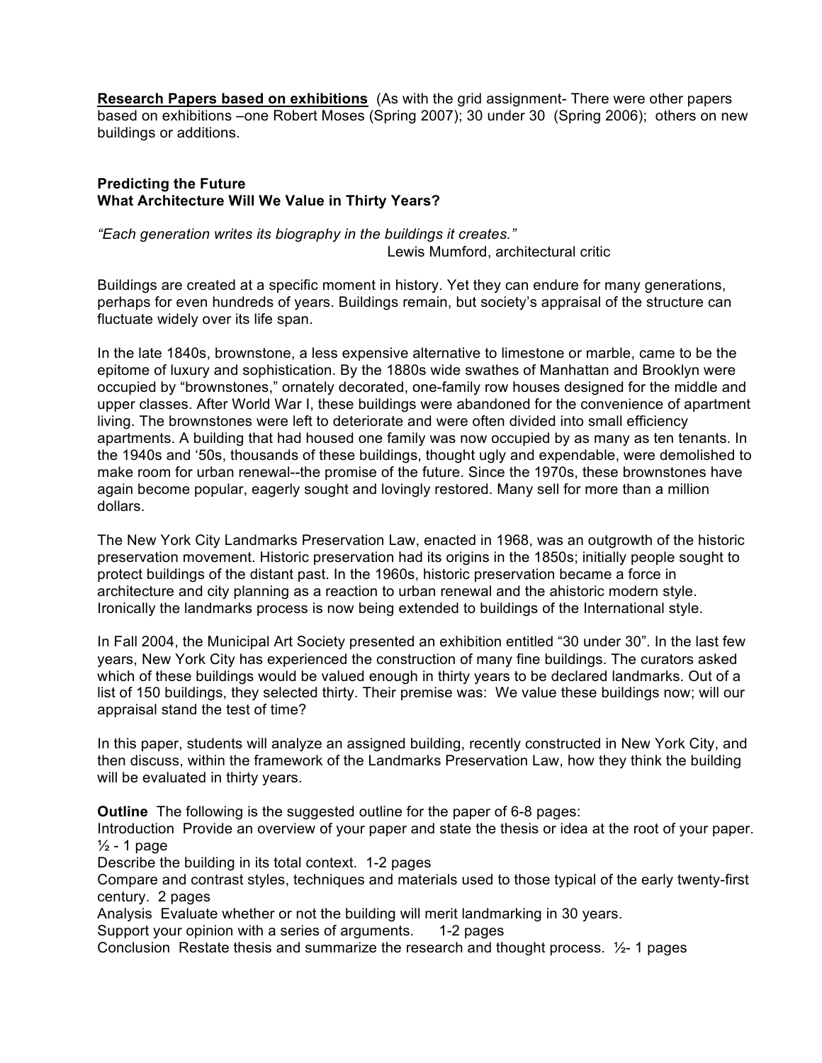**Research Papers based on exhibitions** (As with the grid assignment- There were other papers based on exhibitions –one Robert Moses (Spring 2007); 30 under 30 (Spring 2006); others on new buildings or additions.

### Predicting the Future
### What Architecture Will We Value in Thirty Years?

*"Each generation writes its biography in the buildings it creates."*
Lewis Mumford, architectural critic

Buildings are created at a specific moment in history. Yet they can endure for many generations, perhaps for even hundreds of years. Buildings remain, but society's appraisal of the structure can fluctuate widely over its life span.

In the late 1840s, brownstone, a less expensive alternative to limestone or marble, came to be the epitome of luxury and sophistication. By the 1880s wide swathes of Manhattan and Brooklyn were occupied by "brownstones," ornately decorated, one-family row houses designed for the middle and upper classes. After World War I, these buildings were abandoned for the convenience of apartment living. The brownstones were left to deteriorate and were often divided into small efficiency apartments. A building that had housed one family was now occupied by as many as ten tenants. In the 1940s and '50s, thousands of these buildings, thought ugly and expendable, were demolished to make room for urban renewal--the promise of the future. Since the 1970s, these brownstones have again become popular, eagerly sought and lovingly restored. Many sell for more than a million dollars.

The New York City Landmarks Preservation Law, enacted in 1968, was an outgrowth of the historic preservation movement. Historic preservation had its origins in the 1850s; initially people sought to protect buildings of the distant past. In the 1960s, historic preservation became a force in architecture and city planning as a reaction to urban renewal and the ahistoric modern style. Ironically the landmarks process is now being extended to buildings of the International style.

In Fall 2004, the Municipal Art Society presented an exhibition entitled "30 under 30". In the last few years, New York City has experienced the construction of many fine buildings. The curators asked which of these buildings would be valued enough in thirty years to be declared landmarks. Out of a list of 150 buildings, they selected thirty. Their premise was: We value these buildings now; will our appraisal stand the test of time?

In this paper, students will analyze an assigned building, recently constructed in New York City, and then discuss, within the framework of the Landmarks Preservation Law, how they think the building will be evaluated in thirty years.

**Outline** The following is the suggested outline for the paper of 6-8 pages:
Introduction Provide an overview of your paper and state the thesis or idea at the root of your paper. ½ - 1 page
Describe the building in its total context. 1-2 pages
Compare and contrast styles, techniques and materials used to those typical of the early twenty-first century. 2 pages
Analysis Evaluate whether or not the building will merit landmarking in 30 years.
Support your opinion with a series of arguments. 1-2 pages
Conclusion Restate thesis and summarize the research and thought process. ½- 1 pages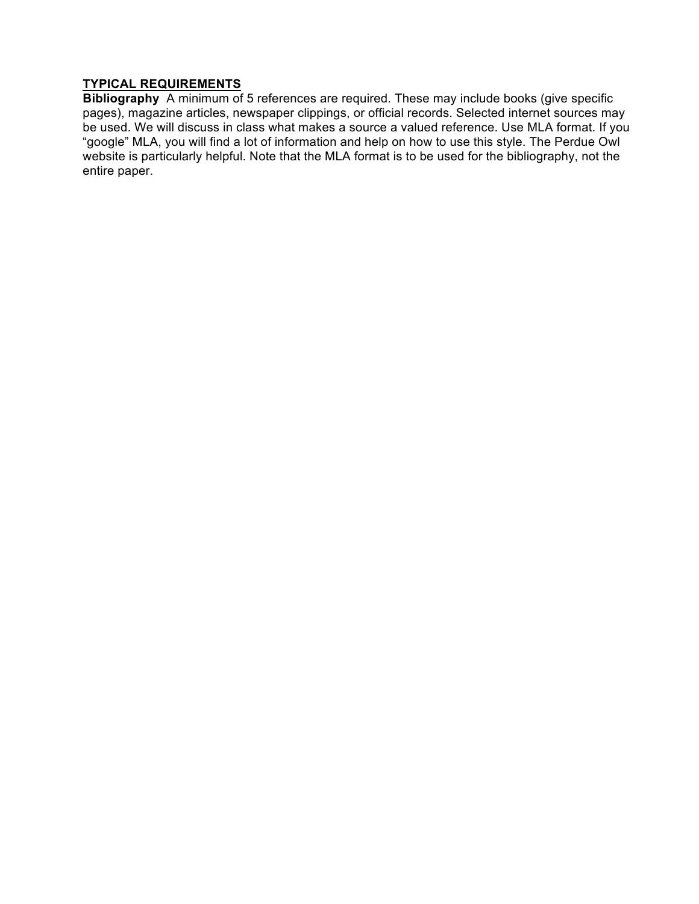## TYPICAL REQUIREMENTS

**Bibliography** A minimum of 5 references are required. These may include books (give specific pages), magazine articles, newspaper clippings, or official records. Selected internet sources may be used. We will discuss in class what makes a source a valued reference. Use MLA format. If you "google" MLA, you will find a lot of information and help on how to use this style. The Perdue Owl website is particularly helpful. Note that the MLA format is to be used for the bibliography, not the entire paper.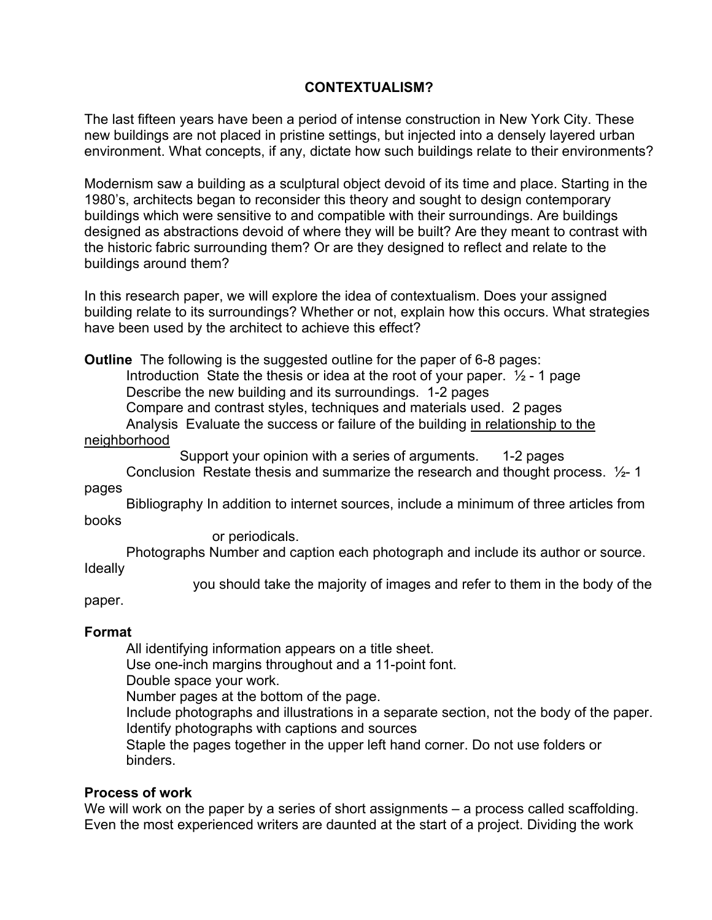# CONTEXTUALISM?

The last fifteen years have been a period of intense construction in New York City. These new buildings are not placed in pristine settings, but injected into a densely layered urban environment. What concepts, if any, dictate how such buildings relate to their environments?

Modernism saw a building as a sculptural object devoid of its time and place. Starting in the 1980's, architects began to reconsider this theory and sought to design contemporary buildings which were sensitive to and compatible with their surroundings. Are buildings designed as abstractions devoid of where they will be built? Are they meant to contrast with the historic fabric surrounding them? Or are they designed to reflect and relate to the buildings around them?

In this research paper, we will explore the idea of contextualism. Does your assigned building relate to its surroundings? Whether or not, explain how this occurs. What strategies have been used by the architect to achieve this effect?

**Outline** The following is the suggested outline for the paper of 6-8 pages:

- Introduction State the thesis or idea at the root of your paper. ½ - 1 page
- Describe the new building and its surroundings. 1-2 pages
- Compare and contrast styles, techniques and materials used. 2 pages
- Analysis Evaluate the success or failure of the building <u>in relationship to the neighborhood</u>
  Support your opinion with a series of arguments. 1-2 pages
- Conclusion Restate thesis and summarize the research and thought process. ½- 1 pages
- Bibliography In addition to internet sources, include a minimum of three articles from books or periodicals.
- Photographs Number and caption each photograph and include its author or source. Ideally you should take the majority of images and refer to them in the body of the paper.

**Format**

- All identifying information appears on a title sheet.
- Use one-inch margins throughout and a 11-point font.
- Double space your work.
- Number pages at the bottom of the page.
- Include photographs and illustrations in a separate section, not the body of the paper.
- Identify photographs with captions and sources
- Staple the pages together in the upper left hand corner. Do not use folders or binders.

**Process of work**

We will work on the paper by a series of short assignments – a process called scaffolding. Even the most experienced writers are daunted at the start of a project. Dividing the work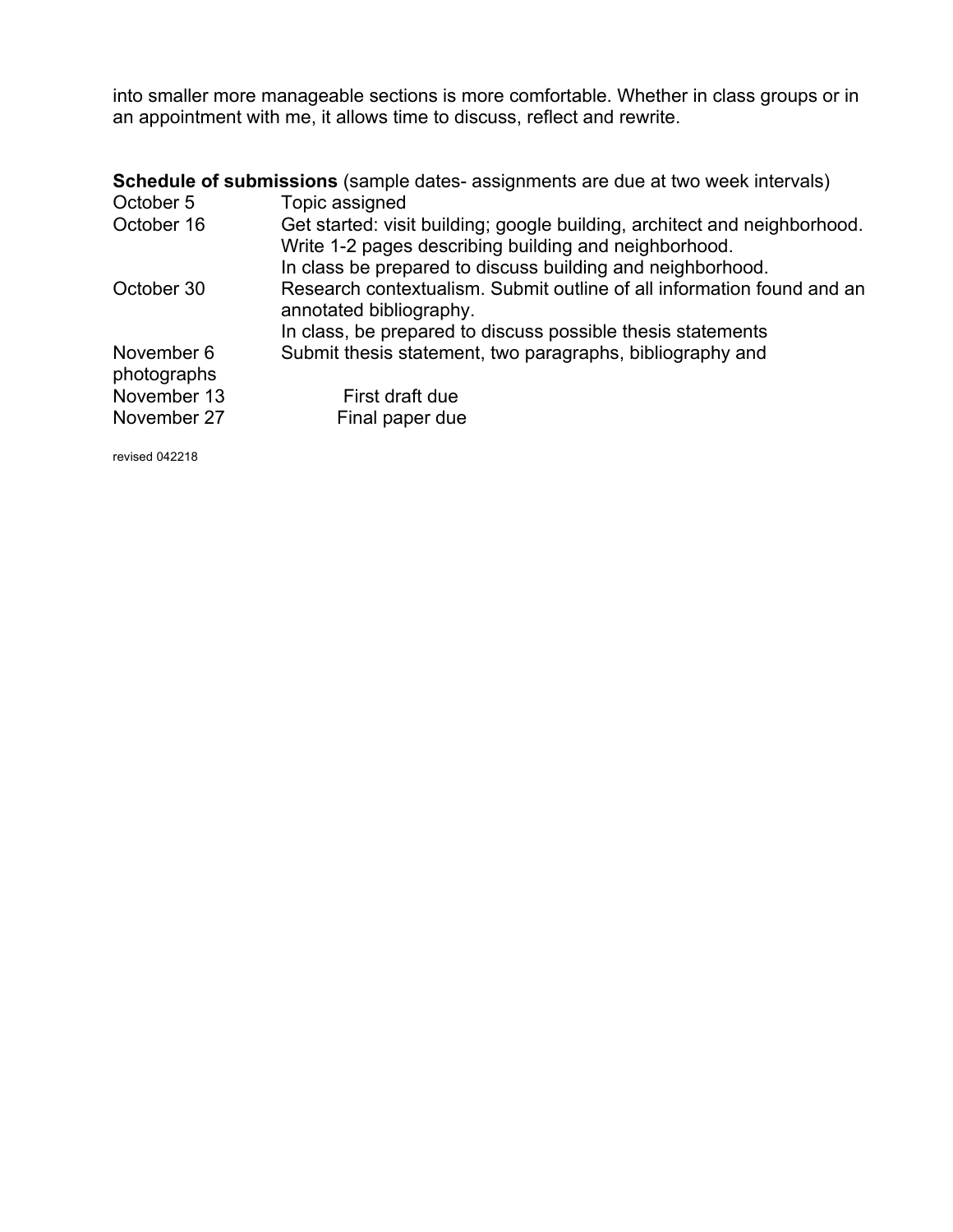into smaller more manageable sections is more comfortable. Whether in class groups or in an appointment with me, it allows time to discuss, reflect and rewrite.

**Schedule of submissions** (sample dates- assignments are due at two week intervals)

| | |
|---|---|
| October 5 | Topic assigned |
| October 16 | Get started: visit building; google building, architect and neighborhood. Write 1-2 pages describing building and neighborhood. In class be prepared to discuss building and neighborhood. |
| October 30 | Research contextualism. Submit outline of all information found and an annotated bibliography. In class, be prepared to discuss possible thesis statements |
| November 6 | Submit thesis statement, two paragraphs, bibliography and photographs |
| November 13 | First draft due |
| November 27 | Final paper due |

revised 042218